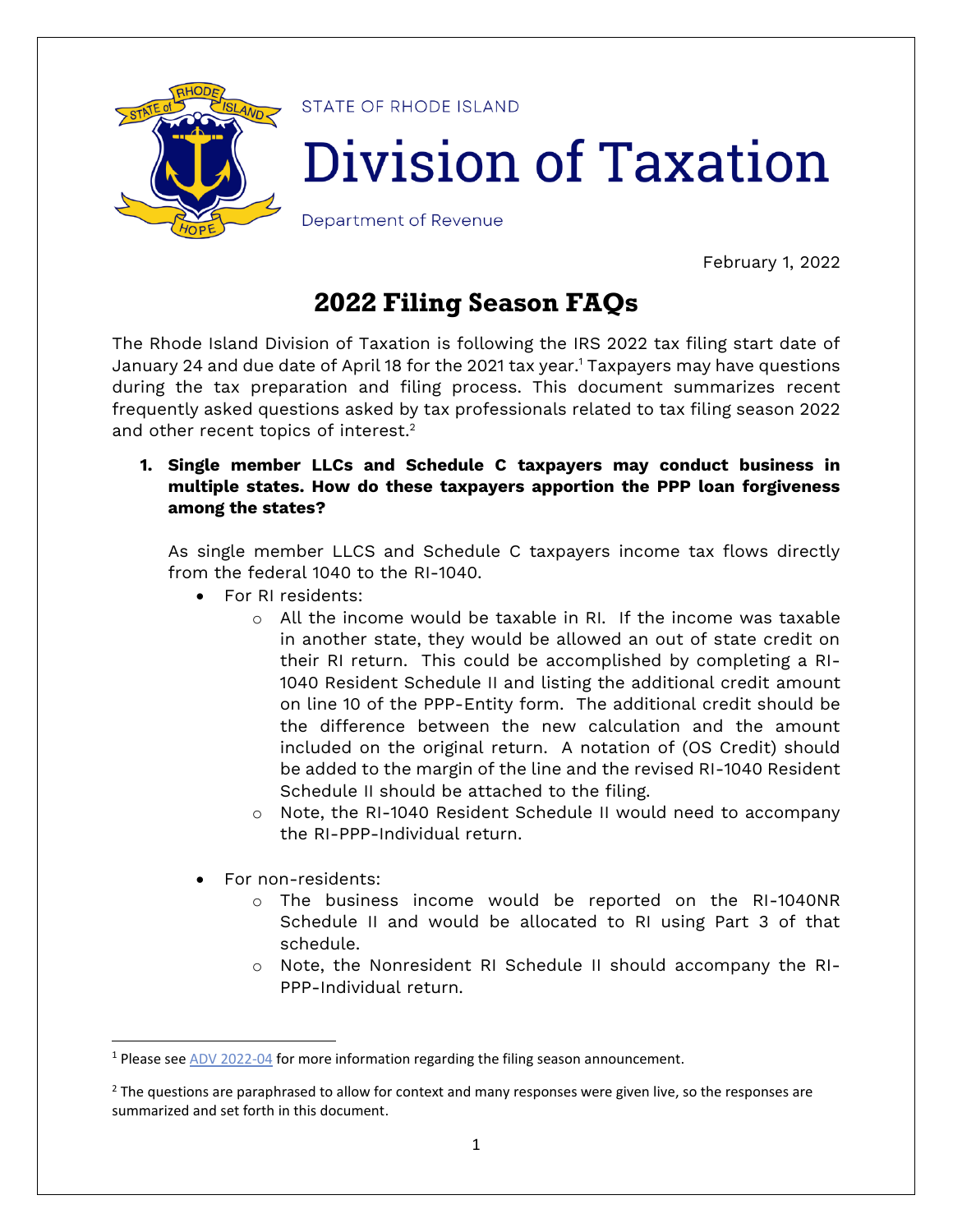STATE OF RHODE ISLAND

# Division of Taxation

Department of Revenue

February 1, 2022

## 2022 Filing Season FAQs

The Rhode Island Division of Taxation is following the IRS 2022 tax filing start date of January 24 and due date of April 18 for the 2021 tax year.[1] Taxpayers may have questions during the tax preparation and filing process. This document summarizes recent frequently asked questions asked by tax professionals related to tax filing season 2022 and other recent topics of interest.[2]

1. **Single member LLCs and Schedule C taxpayers may conduct business in multiple states. How do these taxpayers apportion the PPP loan forgiveness among the states?**

   As single member LLCS and Schedule C taxpayers income tax flows directly from the federal 1040 to the RI-1040.

   - For RI residents:
     - All the income would be taxable in RI. If the income was taxable in another state, they would be allowed an out of state credit on their RI return. This could be accomplished by completing a RI-1040 Resident Schedule II and listing the additional credit amount on line 10 of the PPP-Entity form. The additional credit should be the difference between the new calculation and the amount included on the original return. A notation of (OS Credit) should be added to the margin of the line and the revised RI-1040 Resident Schedule II should be attached to the filing.
     - Note, the RI-1040 Resident Schedule II would need to accompany the RI-PPP-Individual return.

   - For non-residents:
     - The business income would be reported on the RI-1040NR Schedule II and would be allocated to RI using Part 3 of that schedule.
     - Note, the Nonresident RI Schedule II should accompany the RI-PPP-Individual return.

---

[1] Please see ADV 2022-04 for more information regarding the filing season announcement.

[2] The questions are paraphrased to allow for context and many responses were given live, so the responses are summarized and set forth in this document.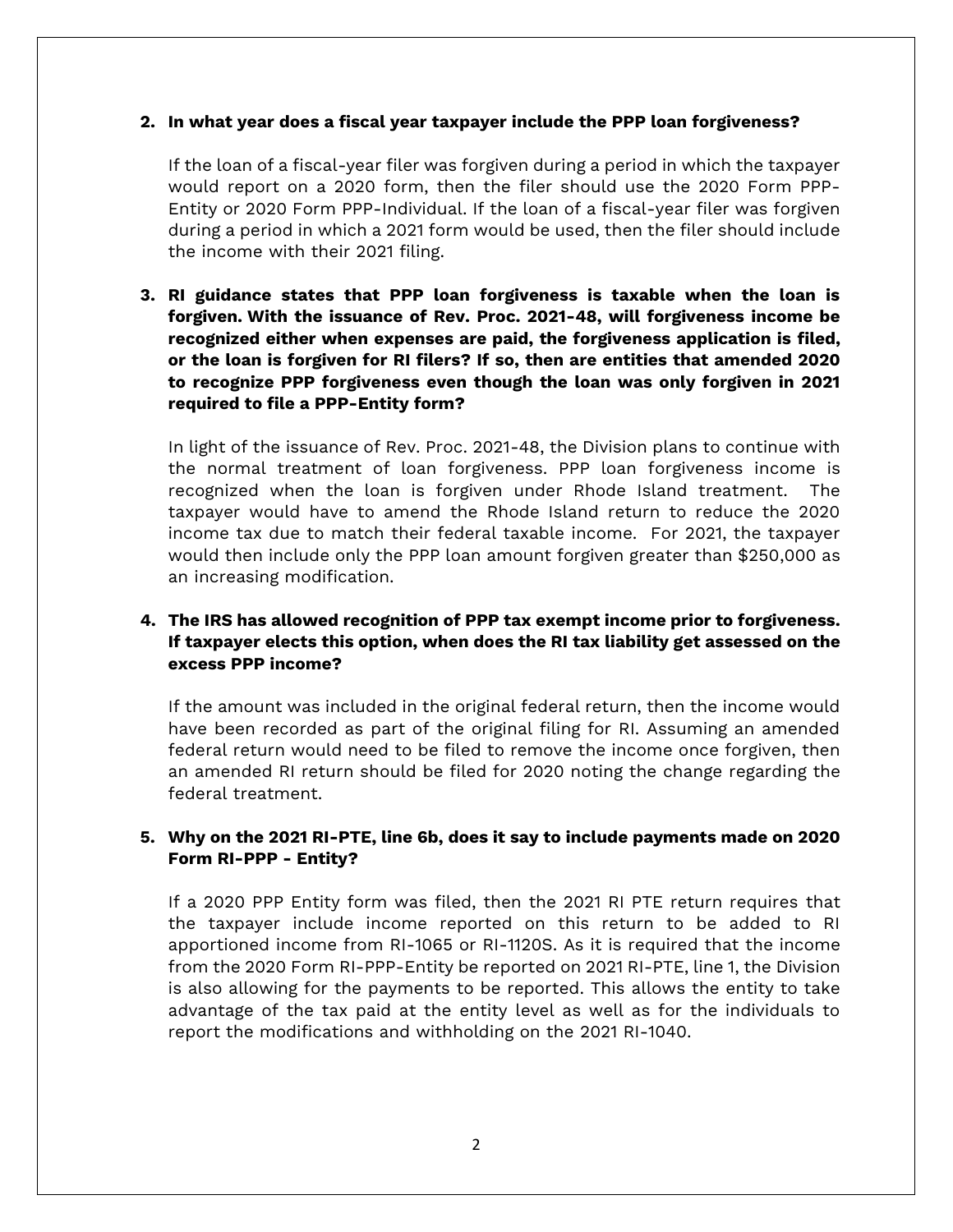2. **In what year does a fiscal year taxpayer include the PPP loan forgiveness?**

   If the loan of a fiscal-year filer was forgiven during a period in which the taxpayer would report on a 2020 form, then the filer should use the 2020 Form PPP-Entity or 2020 Form PPP-Individual. If the loan of a fiscal-year filer was forgiven during a period in which a 2021 form would be used, then the filer should include the income with their 2021 filing.

3. **RI guidance states that PPP loan forgiveness is taxable when the loan is forgiven. With the issuance of Rev. Proc. 2021-48, will forgiveness income be recognized either when expenses are paid, the forgiveness application is filed, or the loan is forgiven for RI filers? If so, then are entities that amended 2020 to recognize PPP forgiveness even though the loan was only forgiven in 2021 required to file a PPP-Entity form?**

   In light of the issuance of Rev. Proc. 2021-48, the Division plans to continue with the normal treatment of loan forgiveness. PPP loan forgiveness income is recognized when the loan is forgiven under Rhode Island treatment. The taxpayer would have to amend the Rhode Island return to reduce the 2020 income tax due to match their federal taxable income. For 2021, the taxpayer would then include only the PPP loan amount forgiven greater than $250,000 as an increasing modification.

4. **The IRS has allowed recognition of PPP tax exempt income prior to forgiveness. If taxpayer elects this option, when does the RI tax liability get assessed on the excess PPP income?**

   If the amount was included in the original federal return, then the income would have been recorded as part of the original filing for RI. Assuming an amended federal return would need to be filed to remove the income once forgiven, then an amended RI return should be filed for 2020 noting the change regarding the federal treatment.

5. **Why on the 2021 RI-PTE, line 6b, does it say to include payments made on 2020 Form RI-PPP - Entity?**

   If a 2020 PPP Entity form was filed, then the 2021 RI PTE return requires that the taxpayer include income reported on this return to be added to RI apportioned income from RI-1065 or RI-1120S. As it is required that the income from the 2020 Form RI-PPP-Entity be reported on 2021 RI-PTE, line 1, the Division is also allowing for the payments to be reported. This allows the entity to take advantage of the tax paid at the entity level as well as for the individuals to report the modifications and withholding on the 2021 RI-1040.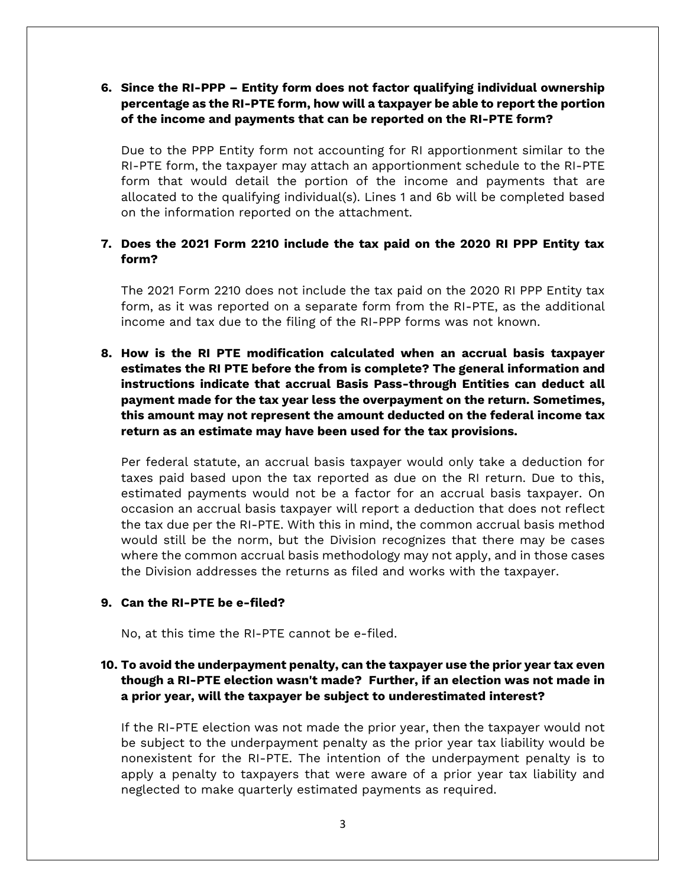**6. Since the RI-PPP – Entity form does not factor qualifying individual ownership percentage as the RI-PTE form, how will a taxpayer be able to report the portion of the income and payments that can be reported on the RI-PTE form?**

Due to the PPP Entity form not accounting for RI apportionment similar to the RI-PTE form, the taxpayer may attach an apportionment schedule to the RI-PTE form that would detail the portion of the income and payments that are allocated to the qualifying individual(s). Lines 1 and 6b will be completed based on the information reported on the attachment.

**7. Does the 2021 Form 2210 include the tax paid on the 2020 RI PPP Entity tax form?**

The 2021 Form 2210 does not include the tax paid on the 2020 RI PPP Entity tax form, as it was reported on a separate form from the RI-PTE, as the additional income and tax due to the filing of the RI-PPP forms was not known.

**8. How is the RI PTE modification calculated when an accrual basis taxpayer estimates the RI PTE before the from is complete? The general information and instructions indicate that accrual Basis Pass-through Entities can deduct all payment made for the tax year less the overpayment on the return. Sometimes, this amount may not represent the amount deducted on the federal income tax return as an estimate may have been used for the tax provisions.**

Per federal statute, an accrual basis taxpayer would only take a deduction for taxes paid based upon the tax reported as due on the RI return. Due to this, estimated payments would not be a factor for an accrual basis taxpayer. On occasion an accrual basis taxpayer will report a deduction that does not reflect the tax due per the RI-PTE. With this in mind, the common accrual basis method would still be the norm, but the Division recognizes that there may be cases where the common accrual basis methodology may not apply, and in those cases the Division addresses the returns as filed and works with the taxpayer.

**9. Can the RI-PTE be e-filed?**

No, at this time the RI-PTE cannot be e-filed.

**10. To avoid the underpayment penalty, can the taxpayer use the prior year tax even though a RI-PTE election wasn't made? Further, if an election was not made in a prior year, will the taxpayer be subject to underestimated interest?**

If the RI-PTE election was not made the prior year, then the taxpayer would not be subject to the underpayment penalty as the prior year tax liability would be nonexistent for the RI-PTE. The intention of the underpayment penalty is to apply a penalty to taxpayers that were aware of a prior year tax liability and neglected to make quarterly estimated payments as required.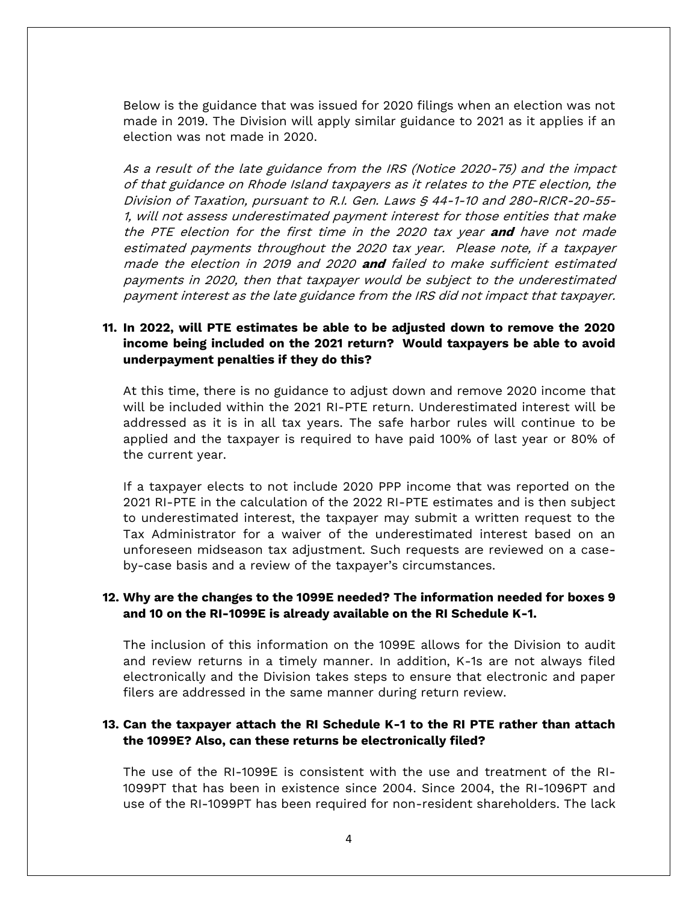Below is the guidance that was issued for 2020 filings when an election was not made in 2019. The Division will apply similar guidance to 2021 as it applies if an election was not made in 2020.

*As a result of the late guidance from the IRS (Notice 2020-75) and the impact of that guidance on Rhode Island taxpayers as it relates to the PTE election, the Division of Taxation, pursuant to R.I. Gen. Laws § 44-1-10 and 280-RICR-20-55-1, will not assess underestimated payment interest for those entities that make the PTE election for the first time in the 2020 tax year* ***and*** *have not made estimated payments throughout the 2020 tax year. Please note, if a taxpayer made the election in 2019 and 2020* ***and*** *failed to make sufficient estimated payments in 2020, then that taxpayer would be subject to the underestimated payment interest as the late guidance from the IRS did not impact that taxpayer.*

**11. In 2022, will PTE estimates be able to be adjusted down to remove the 2020 income being included on the 2021 return? Would taxpayers be able to avoid underpayment penalties if they do this?**

At this time, there is no guidance to adjust down and remove 2020 income that will be included within the 2021 RI-PTE return. Underestimated interest will be addressed as it is in all tax years. The safe harbor rules will continue to be applied and the taxpayer is required to have paid 100% of last year or 80% of the current year.

If a taxpayer elects to not include 2020 PPP income that was reported on the 2021 RI-PTE in the calculation of the 2022 RI-PTE estimates and is then subject to underestimated interest, the taxpayer may submit a written request to the Tax Administrator for a waiver of the underestimated interest based on an unforeseen midseason tax adjustment. Such requests are reviewed on a case-by-case basis and a review of the taxpayer's circumstances.

**12. Why are the changes to the 1099E needed? The information needed for boxes 9 and 10 on the RI-1099E is already available on the RI Schedule K-1.**

The inclusion of this information on the 1099E allows for the Division to audit and review returns in a timely manner. In addition, K-1s are not always filed electronically and the Division takes steps to ensure that electronic and paper filers are addressed in the same manner during return review.

**13. Can the taxpayer attach the RI Schedule K-1 to the RI PTE rather than attach the 1099E? Also, can these returns be electronically filed?**

The use of the RI-1099E is consistent with the use and treatment of the RI-1099PT that has been in existence since 2004. Since 2004, the RI-1096PT and use of the RI-1099PT has been required for non-resident shareholders. The lack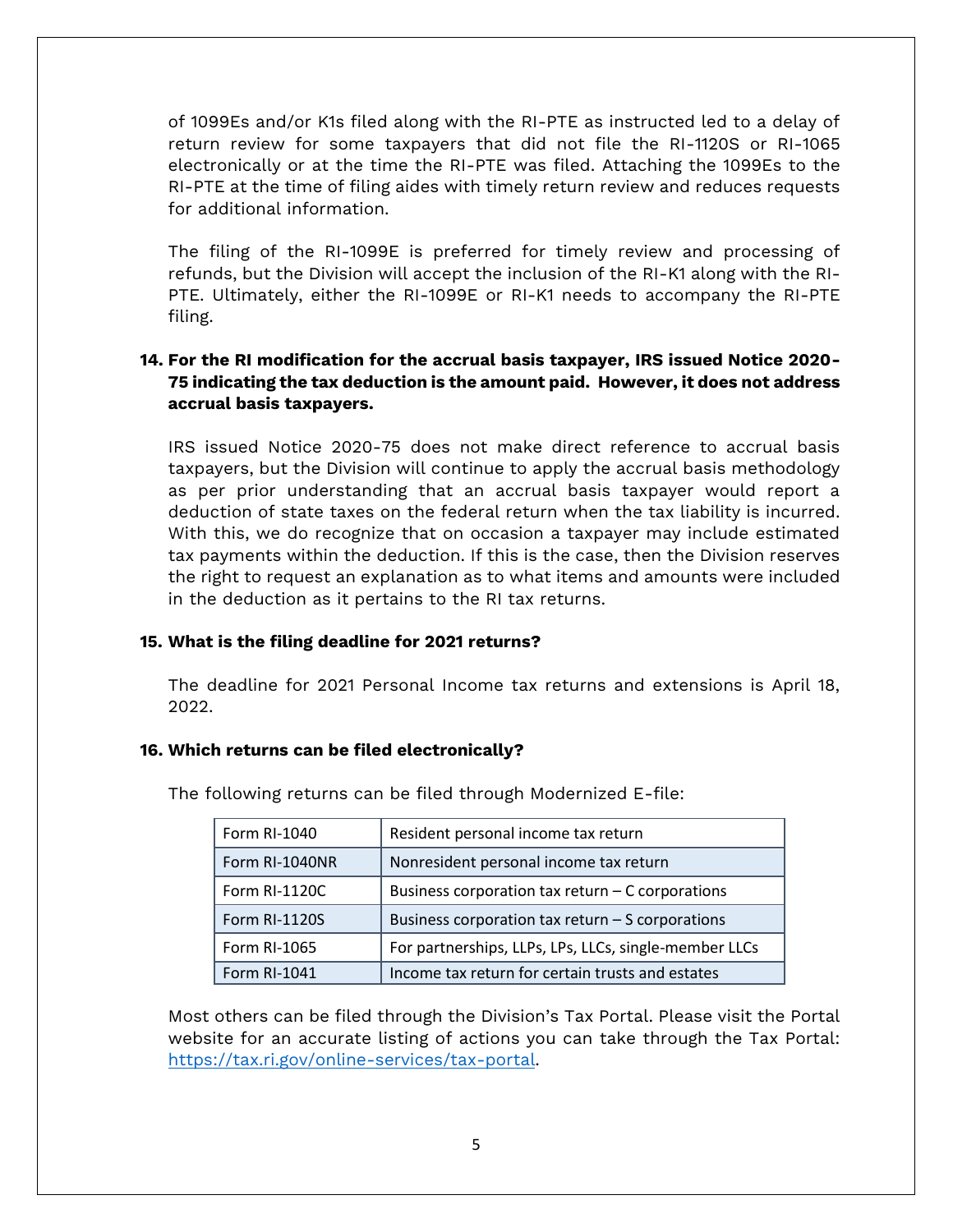of 1099Es and/or K1s filed along with the RI-PTE as instructed led to a delay of return review for some taxpayers that did not file the RI-1120S or RI-1065 electronically or at the time the RI-PTE was filed. Attaching the 1099Es to the RI-PTE at the time of filing aides with timely return review and reduces requests for additional information.

The filing of the RI-1099E is preferred for timely review and processing of refunds, but the Division will accept the inclusion of the RI-K1 along with the RI-PTE. Ultimately, either the RI-1099E or RI-K1 needs to accompany the RI-PTE filing.

**14. For the RI modification for the accrual basis taxpayer, IRS issued Notice 2020-75 indicating the tax deduction is the amount paid. However, it does not address accrual basis taxpayers.**

IRS issued Notice 2020-75 does not make direct reference to accrual basis taxpayers, but the Division will continue to apply the accrual basis methodology as per prior understanding that an accrual basis taxpayer would report a deduction of state taxes on the federal return when the tax liability is incurred. With this, we do recognize that on occasion a taxpayer may include estimated tax payments within the deduction. If this is the case, then the Division reserves the right to request an explanation as to what items and amounts were included in the deduction as it pertains to the RI tax returns.

**15. What is the filing deadline for 2021 returns?**

The deadline for 2021 Personal Income tax returns and extensions is April 18, 2022.

**16. Which returns can be filed electronically?**

The following returns can be filed through Modernized E-file:

| | |
|---|---|
| Form RI-1040 | Resident personal income tax return |
| Form RI-1040NR | Nonresident personal income tax return |
| Form RI-1120C | Business corporation tax return – C corporations |
| Form RI-1120S | Business corporation tax return – S corporations |
| Form RI-1065 | For partnerships, LLPs, LPs, LLCs, single-member LLCs |
| Form RI-1041 | Income tax return for certain trusts and estates |

Most others can be filed through the Division's Tax Portal. Please visit the Portal website for an accurate listing of actions you can take through the Tax Portal: https://tax.ri.gov/online-services/tax-portal.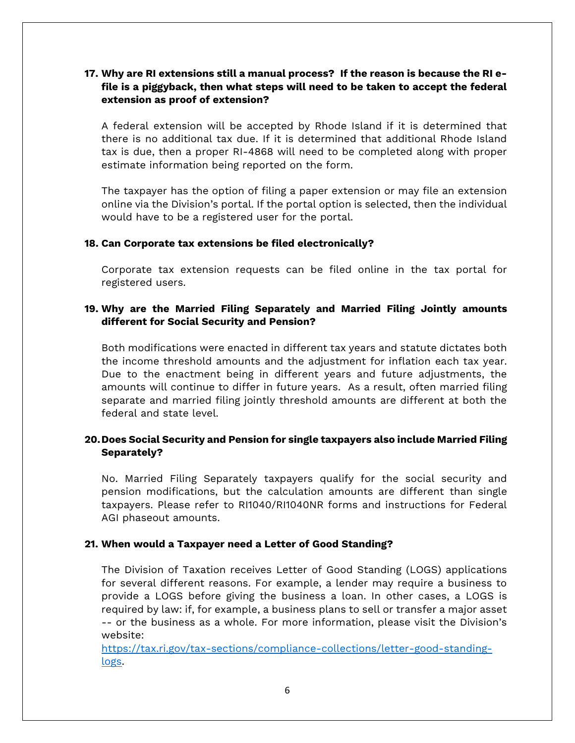**17. Why are RI extensions still a manual process? If the reason is because the RI e-file is a piggyback, then what steps will need to be taken to accept the federal extension as proof of extension?**

A federal extension will be accepted by Rhode Island if it is determined that there is no additional tax due. If it is determined that additional Rhode Island tax is due, then a proper RI-4868 will need to be completed along with proper estimate information being reported on the form.

The taxpayer has the option of filing a paper extension or may file an extension online via the Division's portal. If the portal option is selected, then the individual would have to be a registered user for the portal.

**18. Can Corporate tax extensions be filed electronically?**

Corporate tax extension requests can be filed online in the tax portal for registered users.

**19. Why are the Married Filing Separately and Married Filing Jointly amounts different for Social Security and Pension?**

Both modifications were enacted in different tax years and statute dictates both the income threshold amounts and the adjustment for inflation each tax year. Due to the enactment being in different years and future adjustments, the amounts will continue to differ in future years. As a result, often married filing separate and married filing jointly threshold amounts are different at both the federal and state level.

**20. Does Social Security and Pension for single taxpayers also include Married Filing Separately?**

No. Married Filing Separately taxpayers qualify for the social security and pension modifications, but the calculation amounts are different than single taxpayers. Please refer to RI1040/RI1040NR forms and instructions for Federal AGI phaseout amounts.

**21. When would a Taxpayer need a Letter of Good Standing?**

The Division of Taxation receives Letter of Good Standing (LOGS) applications for several different reasons. For example, a lender may require a business to provide a LOGS before giving the business a loan. In other cases, a LOGS is required by law: if, for example, a business plans to sell or transfer a major asset -- or the business as a whole. For more information, please visit the Division's website: https://tax.ri.gov/tax-sections/compliance-collections/letter-good-standing-logs.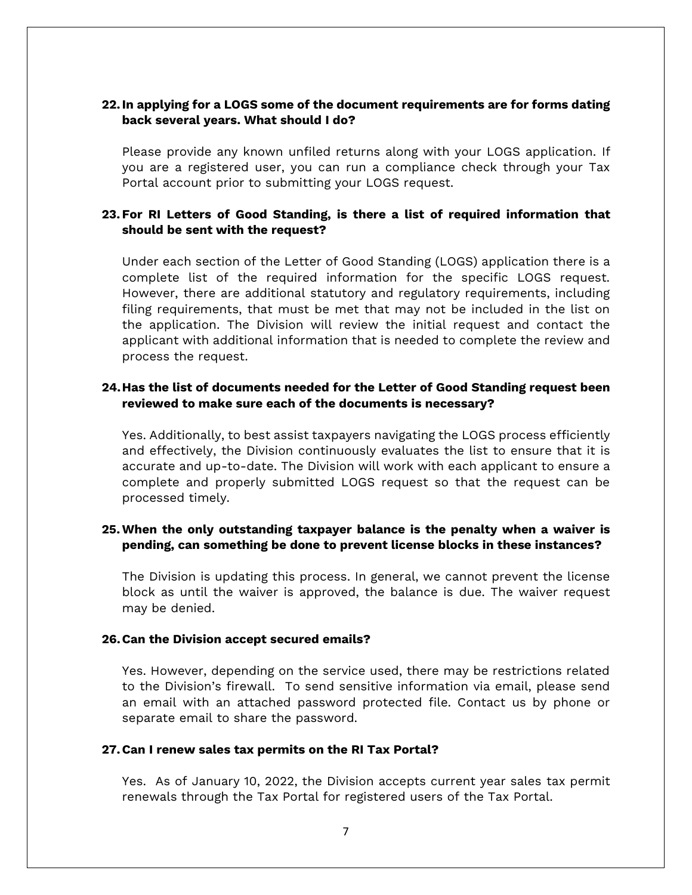**22. In applying for a LOGS some of the document requirements are for forms dating back several years. What should I do?**

Please provide any known unfiled returns along with your LOGS application. If you are a registered user, you can run a compliance check through your Tax Portal account prior to submitting your LOGS request.

**23. For RI Letters of Good Standing, is there a list of required information that should be sent with the request?**

Under each section of the Letter of Good Standing (LOGS) application there is a complete list of the required information for the specific LOGS request. However, there are additional statutory and regulatory requirements, including filing requirements, that must be met that may not be included in the list on the application. The Division will review the initial request and contact the applicant with additional information that is needed to complete the review and process the request.

**24. Has the list of documents needed for the Letter of Good Standing request been reviewed to make sure each of the documents is necessary?**

Yes. Additionally, to best assist taxpayers navigating the LOGS process efficiently and effectively, the Division continuously evaluates the list to ensure that it is accurate and up-to-date. The Division will work with each applicant to ensure a complete and properly submitted LOGS request so that the request can be processed timely.

**25. When the only outstanding taxpayer balance is the penalty when a waiver is pending, can something be done to prevent license blocks in these instances?**

The Division is updating this process. In general, we cannot prevent the license block as until the waiver is approved, the balance is due. The waiver request may be denied.

**26. Can the Division accept secured emails?**

Yes. However, depending on the service used, there may be restrictions related to the Division's firewall. To send sensitive information via email, please send an email with an attached password protected file. Contact us by phone or separate email to share the password.

**27. Can I renew sales tax permits on the RI Tax Portal?**

Yes. As of January 10, 2022, the Division accepts current year sales tax permit renewals through the Tax Portal for registered users of the Tax Portal.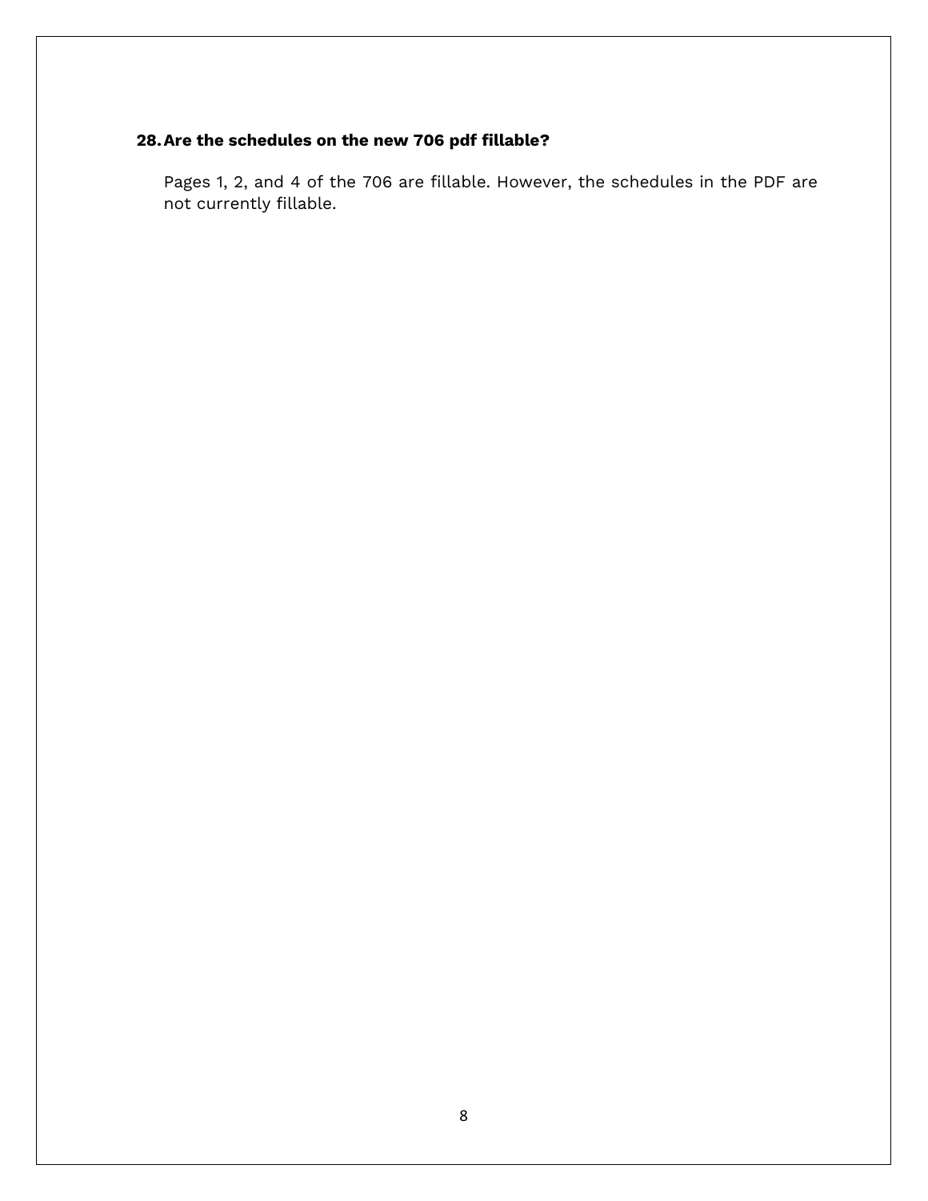**28. Are the schedules on the new 706 pdf fillable?**

Pages 1, 2, and 4 of the 706 are fillable. However, the schedules in the PDF are not currently fillable.